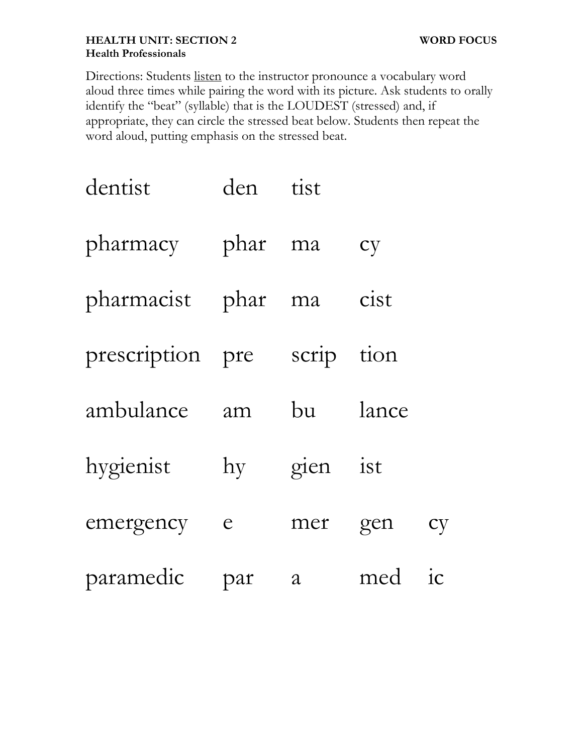**HEALTH UNIT: SECTION 2** **WORD FOCUS**

**Health Professionals**

Directions: Students listen to the instructor pronounce a vocabulary word aloud three times while pairing the word with its picture. Ask students to orally identify the "beat" (syllable) that is the LOUDEST (stressed) and, if appropriate, they can circle the stressed beat below. Students then repeat the word aloud, putting emphasis on the stressed beat.

| | | | | |
|---|---|---|---|---|
| dentist | den | tist | | |
| pharmacy | phar | ma | cy | |
| pharmacist | phar | ma | cist | |
| prescription | pre | scrip | tion | |
| ambulance | am | bu | lance | |
| hygienist | hy | gien | ist | |
| emergency | e | mer | gen | cy |
| paramedic | par | a | med | ic |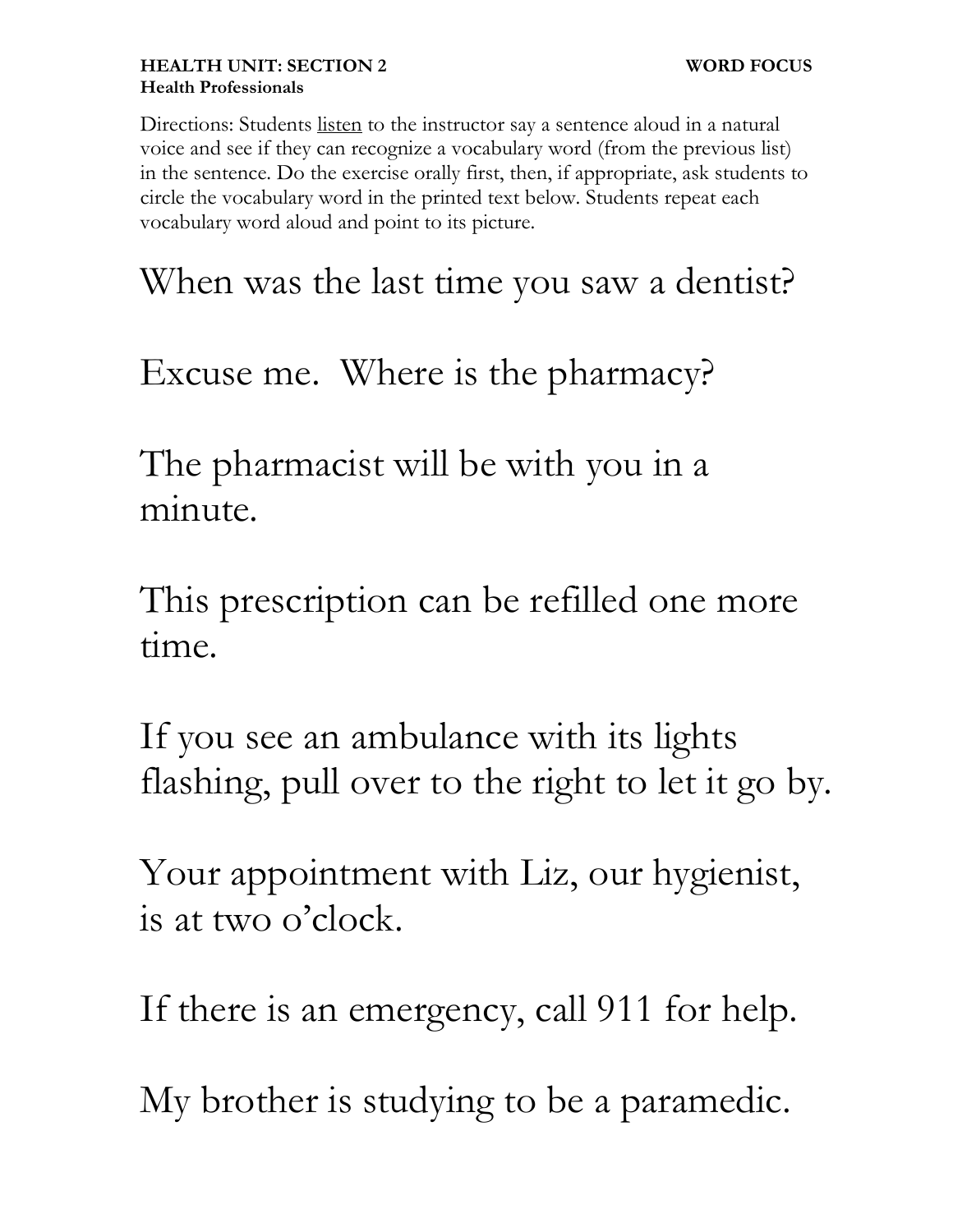**HEALTH UNIT: SECTION 2** **WORD FOCUS**

**Health Professionals**

Directions: Students listen to the instructor say a sentence aloud in a natural voice and see if they can recognize a vocabulary word (from the previous list) in the sentence. Do the exercise orally first, then, if appropriate, ask students to circle the vocabulary word in the printed text below. Students repeat each vocabulary word aloud and point to its picture.

When was the last time you saw a dentist?

Excuse me. Where is the pharmacy?

The pharmacist will be with you in a minute.

This prescription can be refilled one more time.

If you see an ambulance with its lights flashing, pull over to the right to let it go by.

Your appointment with Liz, our hygienist, is at two o'clock.

If there is an emergency, call 911 for help.

My brother is studying to be a paramedic.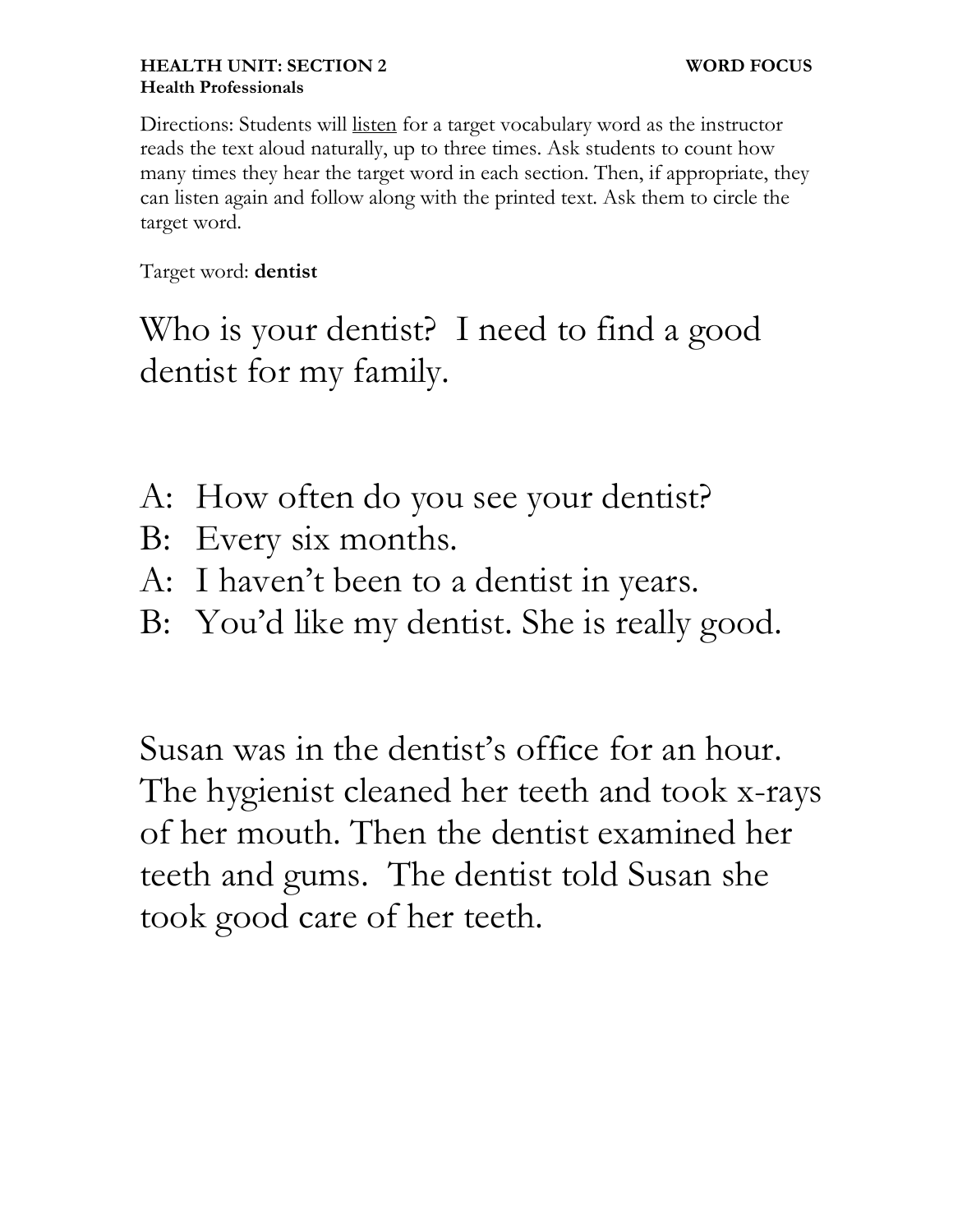**HEALTH UNIT: SECTION 2** **WORD FOCUS**
**Health Professionals**

Directions: Students will listen for a target vocabulary word as the instructor reads the text aloud naturally, up to three times. Ask students to count how many times they hear the target word in each section. Then, if appropriate, they can listen again and follow along with the printed text. Ask them to circle the target word.

Target word: **dentist**

Who is your dentist? I need to find a good dentist for my family.

A: How often do you see your dentist?
B: Every six months.
A: I haven't been to a dentist in years.
B: You'd like my dentist. She is really good.

Susan was in the dentist's office for an hour. The hygienist cleaned her teeth and took x-rays of her mouth. Then the dentist examined her teeth and gums. The dentist told Susan she took good care of her teeth.